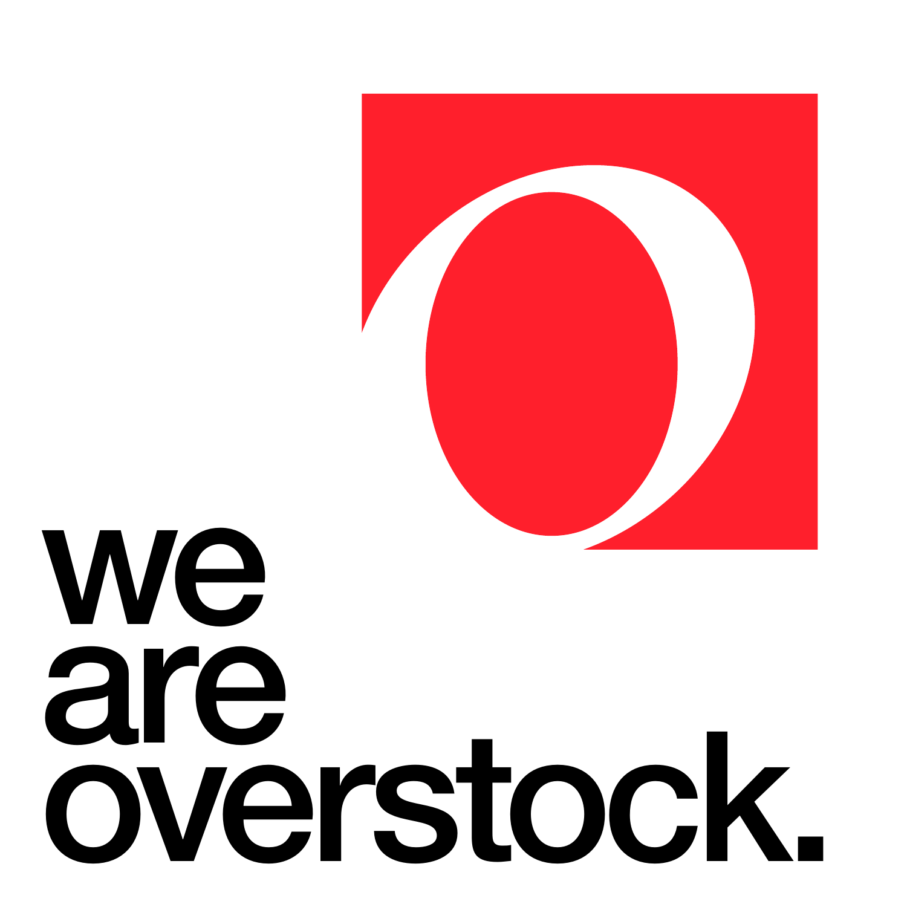we
are
overstock.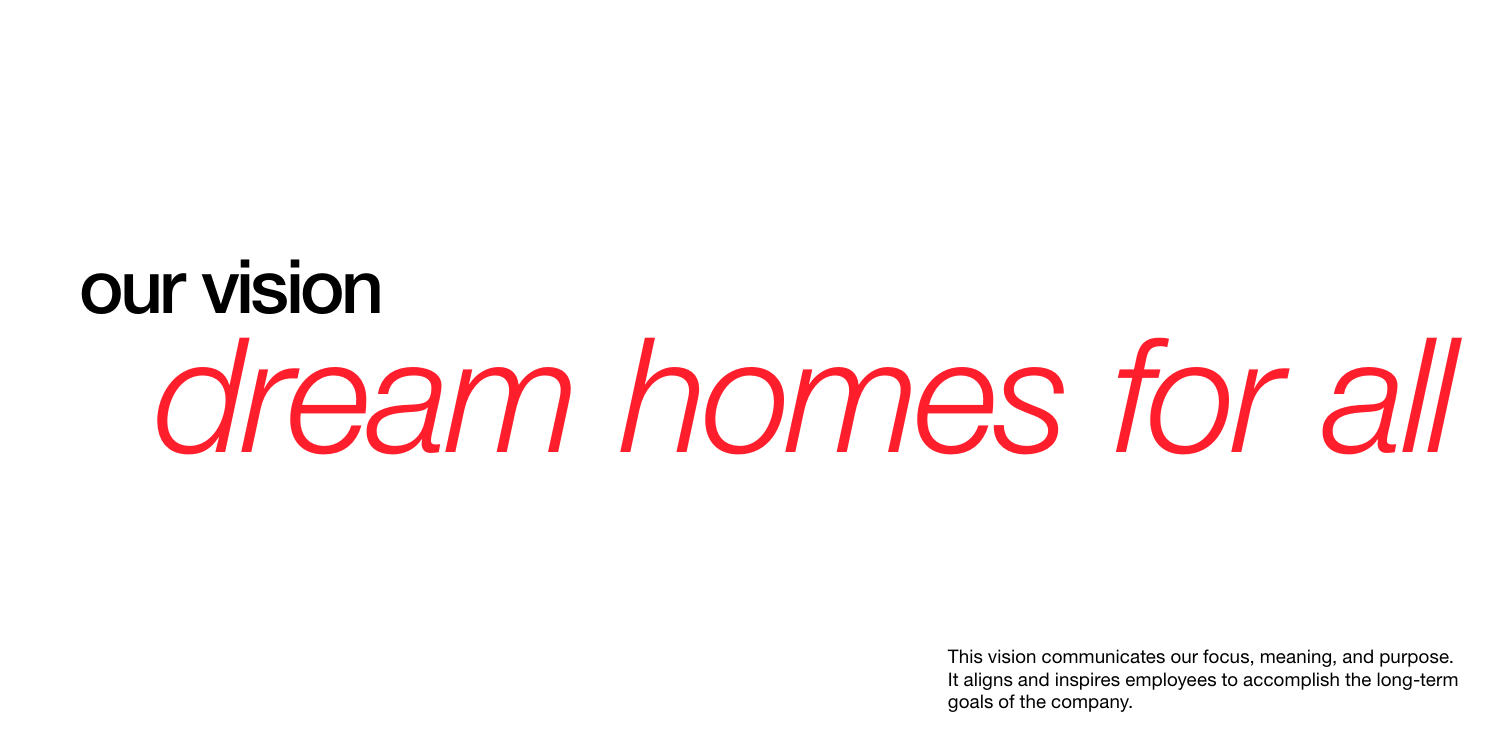# our vision

*dream homes for all*

This vision communicates our focus, meaning, and purpose. It aligns and inspires employees to accomplish the long-term goals of the company.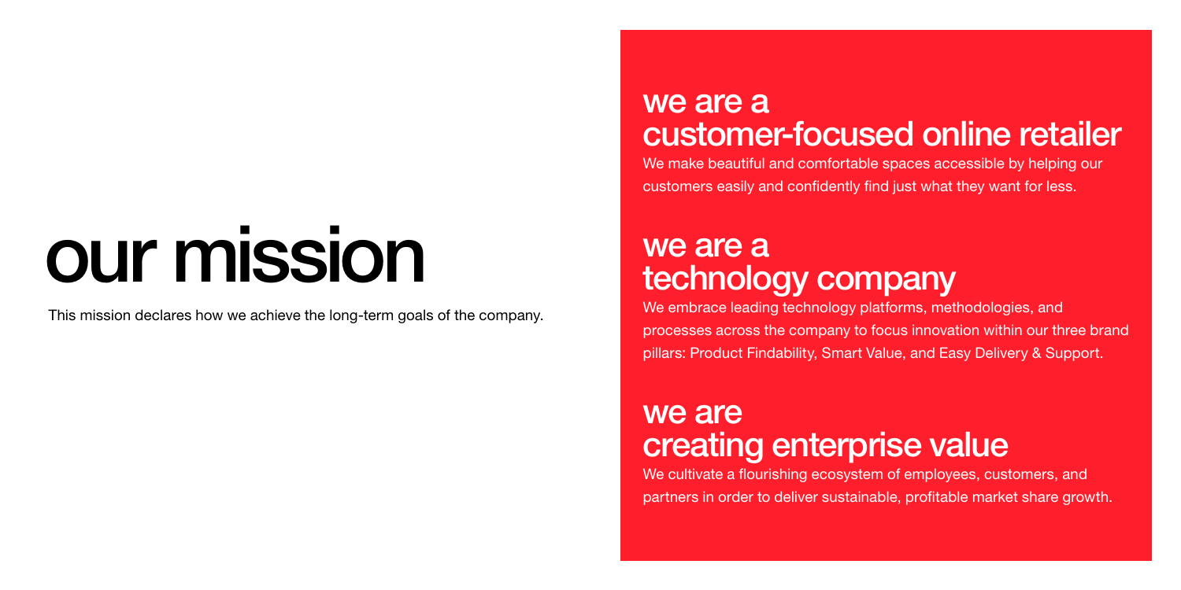# our mission

This mission declares how we achieve the long-term goals of the company.

## we are a customer-focused online retailer

We make beautiful and comfortable spaces accessible by helping our customers easily and confidently find just what they want for less.

## we are a technology company

We embrace leading technology platforms, methodologies, and processes across the company to focus innovation within our three brand pillars: Product Findability, Smart Value, and Easy Delivery & Support.

## we are creating enterprise value

We cultivate a flourishing ecosystem of employees, customers, and partners in order to deliver sustainable, profitable market share growth.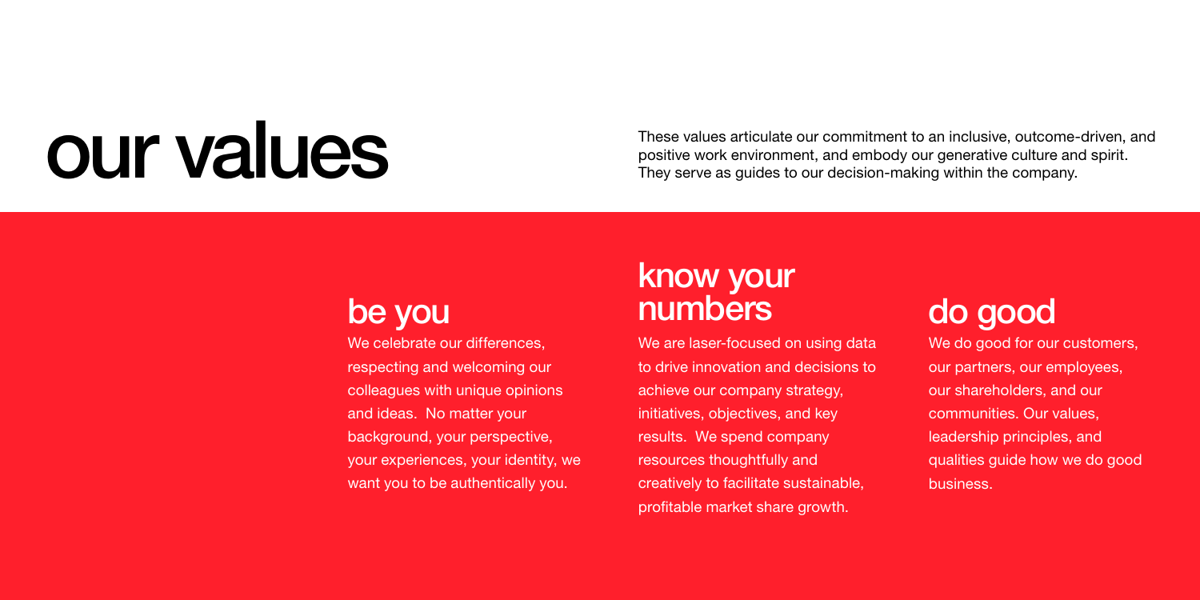# our values

These values articulate our commitment to an inclusive, outcome-driven, and positive work environment, and embody our generative culture and spirit. They serve as guides to our decision-making within the company.

## be you

We celebrate our differences, respecting and welcoming our colleagues with unique opinions and ideas.  No matter your background, your perspective, your experiences, your identity, we want you to be authentically you.

## know your numbers

We are laser-focused on using data to drive innovation and decisions to achieve our company strategy, initiatives, objectives, and key results.  We spend company resources thoughtfully and creatively to facilitate sustainable, profitable market share growth.

## do good

We do good for our customers, our partners, our employees, our shareholders, and our communities. Our values, leadership principles, and qualities guide how we do good business.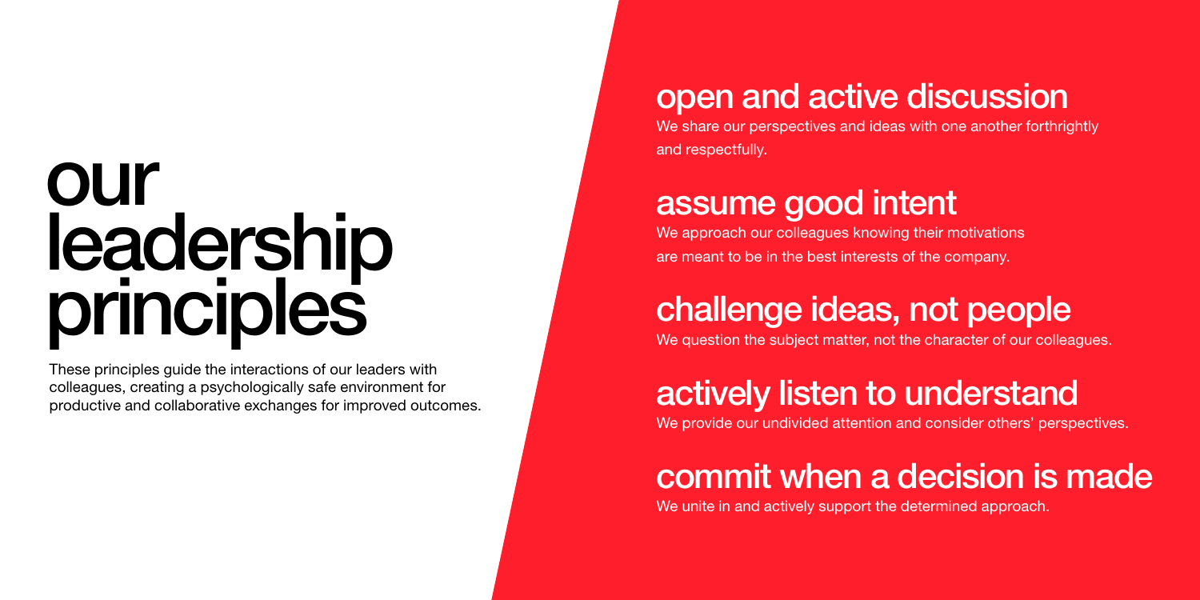# our leadership principles

These principles guide the interactions of our leaders with colleagues, creating a psychologically safe environment for productive and collaborative exchanges for improved outcomes.

## open and active discussion

We share our perspectives and ideas with one another forthrightly and respectfully.

## assume good intent

We approach our colleagues knowing their motivations are meant to be in the best interests of the company.

## challenge ideas, not people

We question the subject matter, not the character of our colleagues.

## actively listen to understand

We provide our undivided attention and consider others' perspectives.

## commit when a decision is made

We unite in and actively support the determined approach.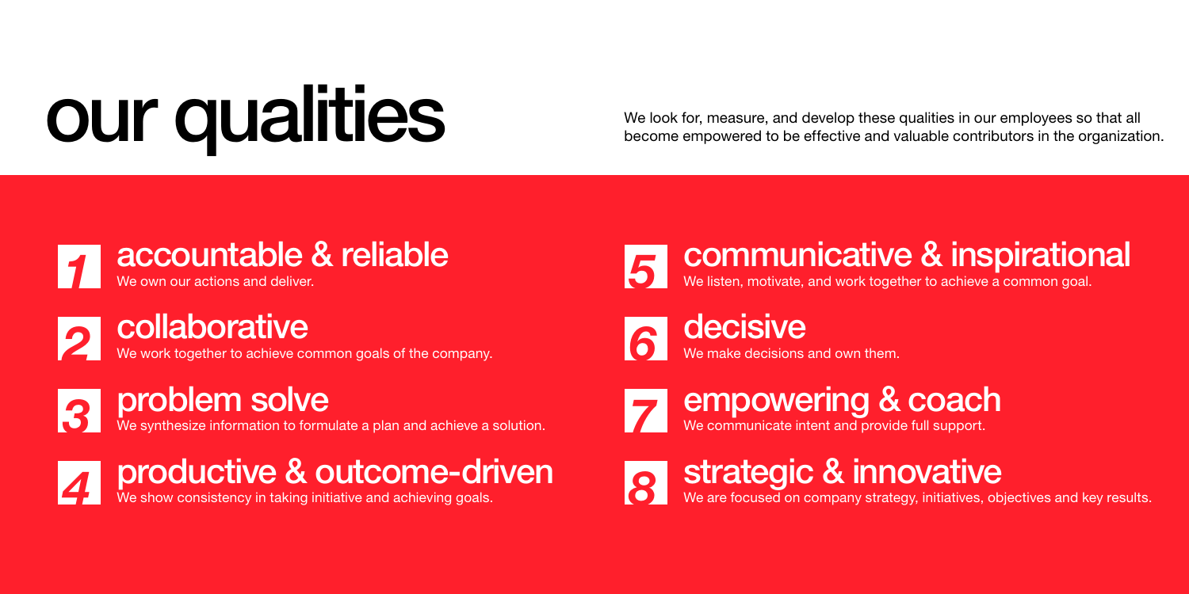# our qualities

We look for, measure, and develop these qualities in our employees so that all become empowered to be effective and valuable contributors in the organization.

## 1 accountable & reliable

We own our actions and deliver.

## 2 collaborative

We work together to achieve common goals of the company.

## 3 problem solve

We synthesize information to formulate a plan and achieve a solution.

## 4 productive & outcome-driven

We show consistency in taking initiative and achieving goals.

## 5 communicative & inspirational

We listen, motivate, and work together to achieve a common goal.

## 6 decisive

We make decisions and own them.

## 7 empowering & coach

We communicate intent and provide full support.

## 8 strategic & innovative

We are focused on company strategy, initiatives, objectives and key results.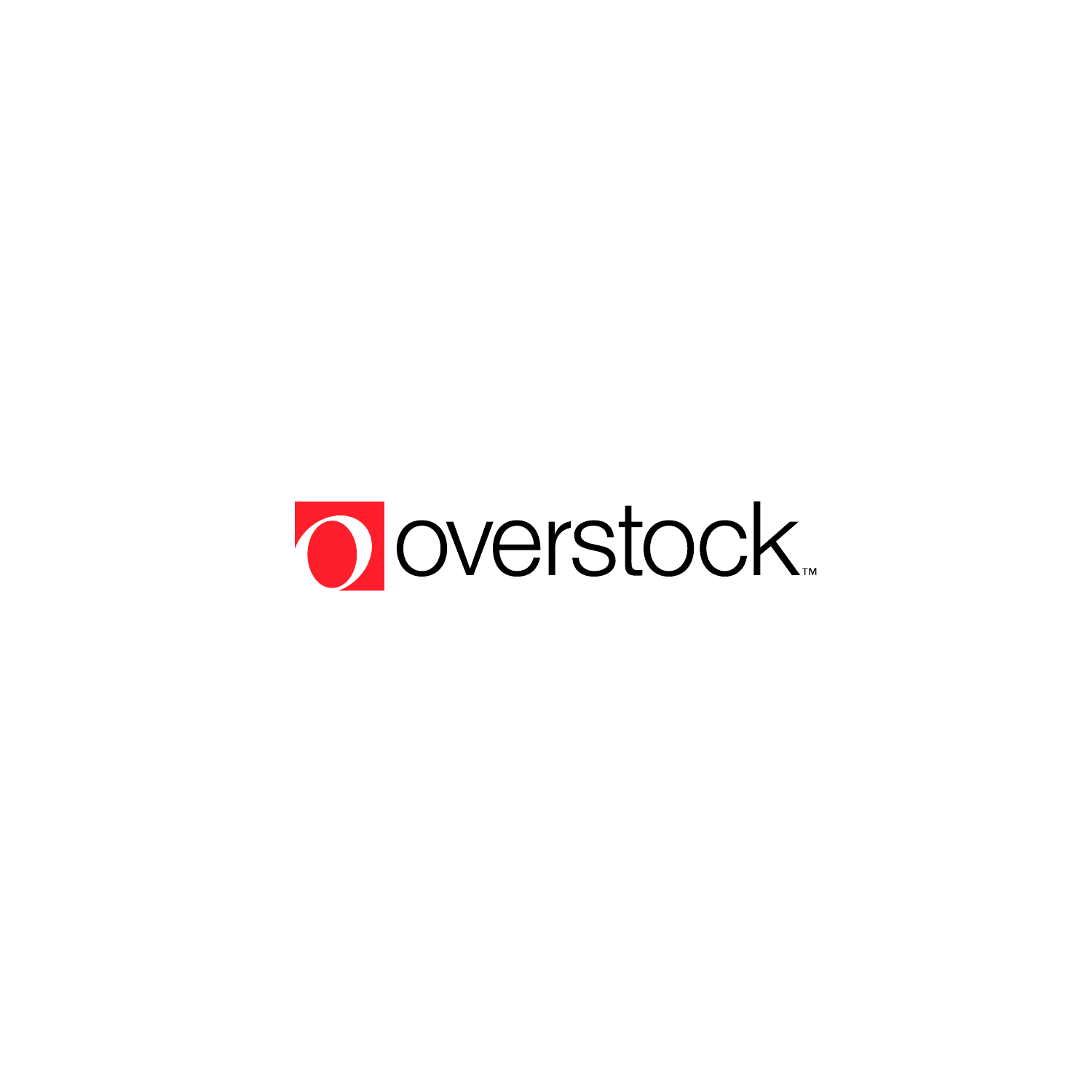overstock™